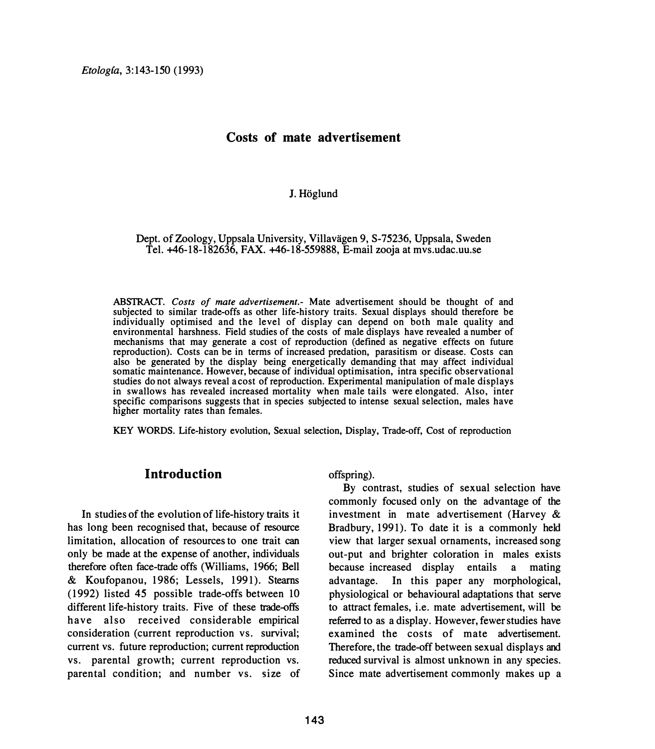# Costs of mate advertisement

J. Höglund

Dept. of Zoology, Uppsala University, Villavägen 9, S-75236, Uppsala, Sweden
Tel. +46-18-182636, FAX. +46-18-559888, E-mail zooja at mvs.udac.uu.se

ABSTRACT. *Costs of mate advertisement*.- Mate advertisement should be thought of and subjected to similar trade-offs as other life-history traits. Sexual displays should therefore be individually optimised and the level of display can depend on both male quality and environmental harshness. Field studies of the costs of male displays have revealed a number of mechanisms that may generate a cost of reproduction (defined as negative effects on future reproduction). Costs can be in terms of increased predation, parasitism or disease. Costs can also be generated by the display being energetically demanding that may affect individual somatic maintenance. However, because of individual optimisation, intra specific observational studies do not always reveal a cost of reproduction. Experimental manipulation of male displays in swallows has revealed increased mortality when male tails were elongated. Also, inter specific comparisons suggests that in species subjected to intense sexual selection, males have higher mortality rates than females.

KEY WORDS. Life-history evolution, Sexual selection, Display, Trade-off, Cost of reproduction

## Introduction

In studies of the evolution of life-history traits it has long been recognised that, because of resource limitation, allocation of resources to one trait can only be made at the expense of another, individuals therefore often face-trade offs (Williams, 1966; Bell & Koufopanou, 1986; Lessels, 1991). Stearns (1992) listed 45 possible trade-offs between 10 different life-history traits. Five of these trade-offs have also received considerable empirical consideration (current reproduction vs. survival; current vs. future reproduction; current reproduction vs. parental growth; current reproduction vs. parental condition; and number vs. size of offspring).

By contrast, studies of sexual selection have commonly focused only on the advantage of the investment in mate advertisement (Harvey & Bradbury, 1991). To date it is a commonly held view that larger sexual ornaments, increased song out-put and brighter coloration in males exists because increased display entails a mating advantage. In this paper any morphological, physiological or behavioural adaptations that serve to attract females, i.e. mate advertisement, will be referred to as a display. However, fewer studies have examined the costs of mate advertisement. Therefore, the trade-off between sexual displays and reduced survival is almost unknown in any species. Since mate advertisement commonly makes up a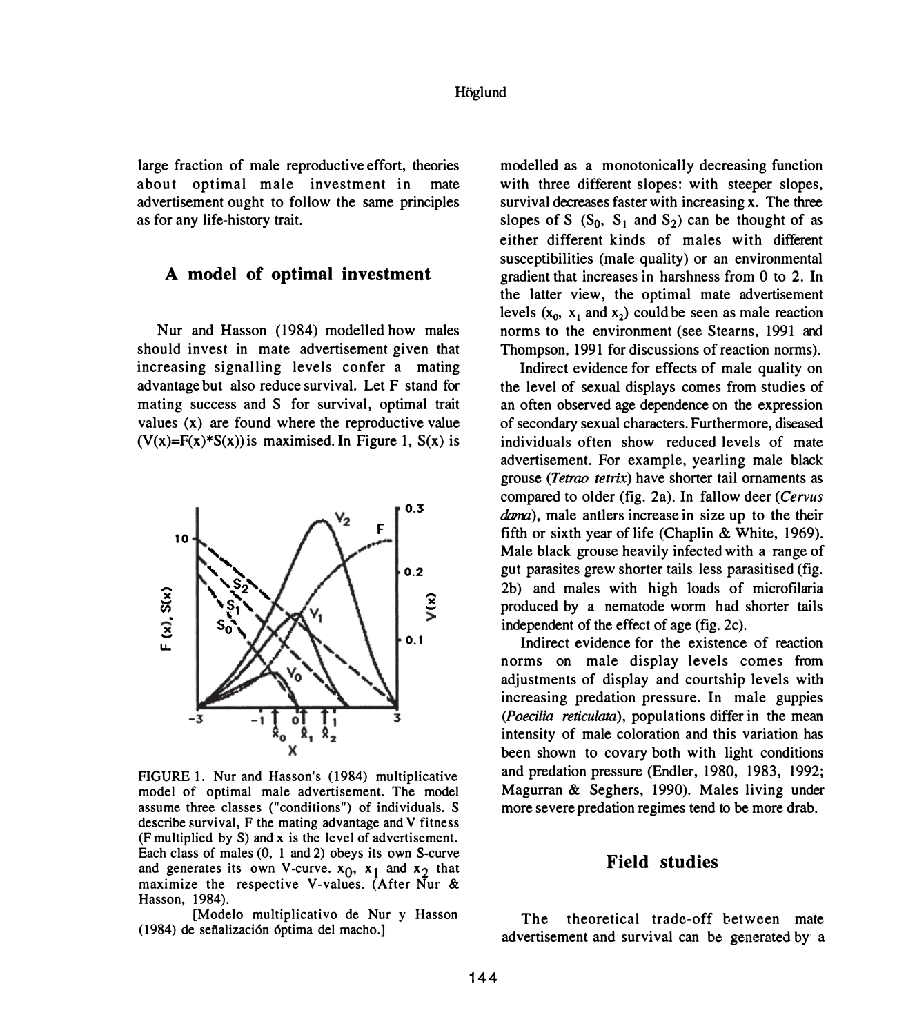large fraction of male reproductive effort, theories about optimal male investment in mate advertisement ought to follow the same principles as for any life-history trait.

## A model of optimal investment

Nur and Hasson (1984) modelled how males should invest in mate advertisement given that increasing signalling levels confer a mating advantage but also reduce survival. Let F stand for mating success and S for survival, optimal trait values (x) are found where the reproductive value ($V(x)=F(x)*S(x)$) is maximised. In Figure 1, $S(x)$ is modelled as a monotonically decreasing function with three different slopes: with steeper slopes, survival decreases faster with increasing x. The three slopes of S ($S_0$, $S_1$ and $S_2$) can be thought of as either different kinds of males with different susceptibilities (male quality) or an environmental gradient that increases in harshness from 0 to 2. In the latter view, the optimal mate advertisement levels ($x_0$, $x_1$ and $x_2$) could be seen as male reaction norms to the environment (see Stearns, 1991 and Thompson, 1991 for discussions of reaction norms).

FIGURE 1. Nur and Hasson's (1984) multiplicative model of optimal male advertisement. The model assume three classes ("conditions") of individuals. S describe survival, F the mating advantage and V fitness (F multiplied by S) and x is the level of advertisement. Each class of males (0, 1 and 2) obeys its own S-curve and generates its own V-curve. $x_0$, $x_1$ and $x_2$ that maximize the respective V-values. (After Nur & Hasson, 1984).

[Modelo multiplicativo de Nur y Hasson (1984) de señalización óptima del macho.]

Indirect evidence for effects of male quality on the level of sexual displays comes from studies of an often observed age dependence on the expression of secondary sexual characters. Furthermore, diseased individuals often show reduced levels of mate advertisement. For example, yearling male black grouse (*Tetrao tetrix*) have shorter tail ornaments as compared to older (fig. 2a). In fallow deer (*Cervus dama*), male antlers increase in size up to the their fifth or sixth year of life (Chaplin & White, 1969). Male black grouse heavily infected with a range of gut parasites grew shorter tails less parasitised (fig. 2b) and males with high loads of microfilaria produced by a nematode worm had shorter tails independent of the effect of age (fig. 2c).

Indirect evidence for the existence of reaction norms on male display levels comes from adjustments of display and courtship levels with increasing predation pressure. In male guppies (*Poecilia reticulata*), populations differ in the mean intensity of male coloration and this variation has been shown to covary both with light conditions and predation pressure (Endler, 1980, 1983, 1992; Magurran & Seghers, 1990). Males living under more severe predation regimes tend to be more drab.

## Field studies

The theoretical trade-off between mate advertisement and survival can be generated by a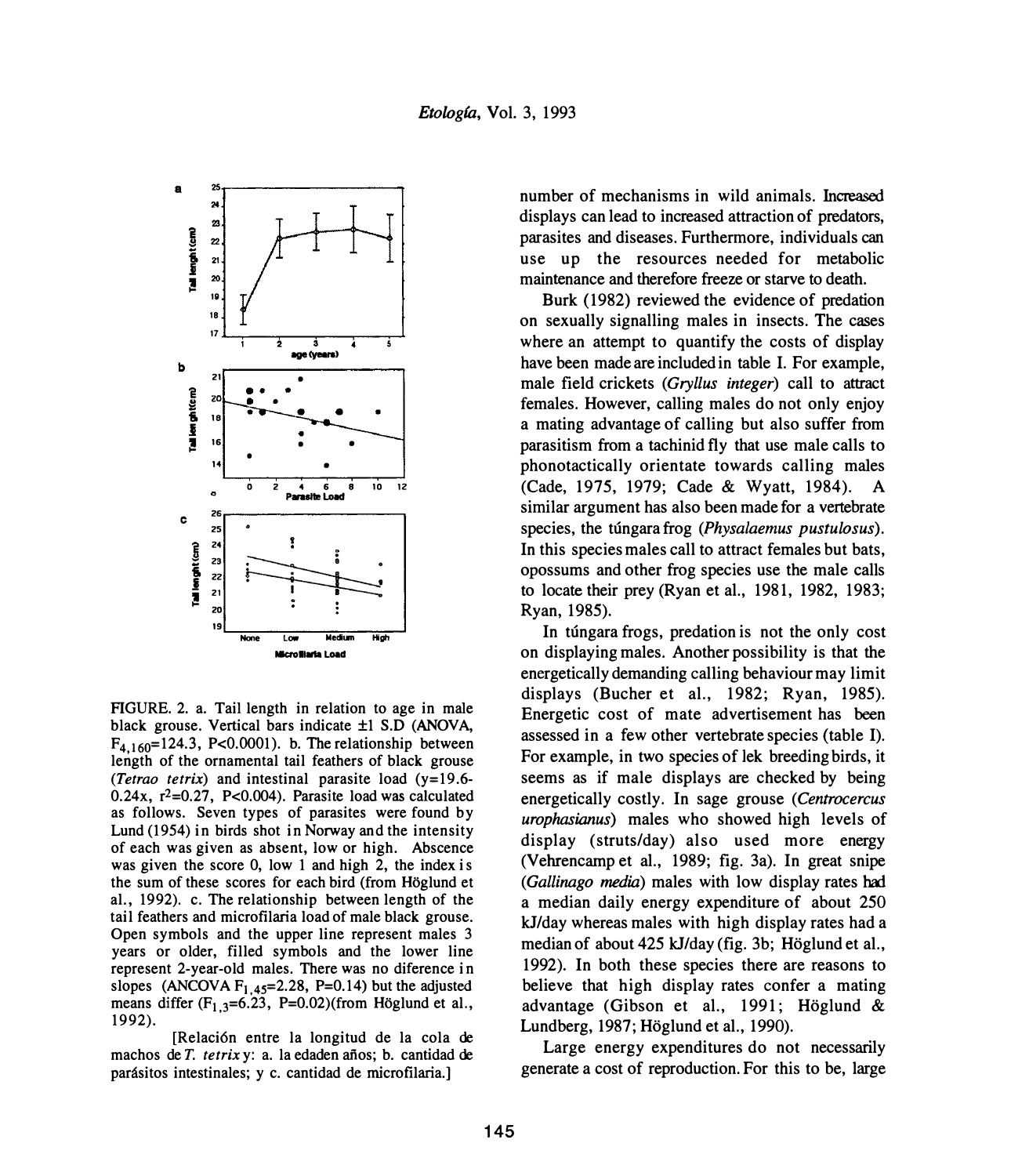FIGURE. 2. a. Tail length in relation to age in male black grouse. Vertical bars indicate ±1 S.D (ANOVA, $F_{4,160}$=124.3, P<0.0001). b. The relationship between length of the ornamental tail feathers of black grouse (*Tetrao tetrix*) and intestinal parasite load (y=19.6-0.24x, $r^2$=0.27, P<0.004). Parasite load was calculated as follows. Seven types of parasites were found by Lund (1954) in birds shot in Norway and the intensity of each was given as absent, low or high. Abscence was given the score 0, low 1 and high 2, the index is the sum of these scores for each bird (from Höglund et al., 1992). c. The relationship between length of the tail feathers and microfilaria load of male black grouse. Open symbols and the upper line represent males 3 years or older, filled symbols and the lower line represent 2-year-old males. There was no diference in slopes (ANCOVA $F_{1,45}$=2.28, P=0.14) but the adjusted means differ ($F_{1,3}$=6.23, P=0.02)(from Höglund et al., 1992).

[Relación entre la longitud de la cola de machos de *T. tetrix* y: a. la edaden años; b. cantidad de parásitos intestinales; y c. cantidad de microfilaria.]

number of mechanisms in wild animals. Increased displays can lead to increased attraction of predators, parasites and diseases. Furthermore, individuals can use up the resources needed for metabolic maintenance and therefore freeze or starve to death.

Burk (1982) reviewed the evidence of predation on sexually signalling males in insects. The cases where an attempt to quantify the costs of display have been made are included in table I. For example, male field crickets (*Gryllus integer*) call to attract females. However, calling males do not only enjoy a mating advantage of calling but also suffer from parasitism from a tachinid fly that use male calls to phonotactically orientate towards calling males (Cade, 1975, 1979; Cade & Wyatt, 1984). A similar argument has also been made for a vertebrate species, the túngara frog (*Physalaemus pustulosus*). In this species males call to attract females but bats, opossums and other frog species use the male calls to locate their prey (Ryan et al., 1981, 1982, 1983; Ryan, 1985).

In túngara frogs, predation is not the only cost on displaying males. Another possibility is that the energetically demanding calling behaviour may limit displays (Bucher et al., 1982; Ryan, 1985). Energetic cost of mate advertisement has been assessed in a few other vertebrate species (table I). For example, in two species of lek breeding birds, it seems as if male displays are checked by being energetically costly. In sage grouse (*Centrocercus urophasianus*) males who showed high levels of display (struts/day) also used more energy (Vehrencamp et al., 1989; fig. 3a). In great snipe (*Gallinago media*) males with low display rates had a median daily energy expenditure of about 250 kJ/day whereas males with high display rates had a median of about 425 kJ/day (fig. 3b; Höglund et al., 1992). In both these species there are reasons to believe that high display rates confer a mating advantage (Gibson et al., 1991; Höglund & Lundberg, 1987; Höglund et al., 1990).

Large energy expenditures do not necessarily generate a cost of reproduction. For this to be, large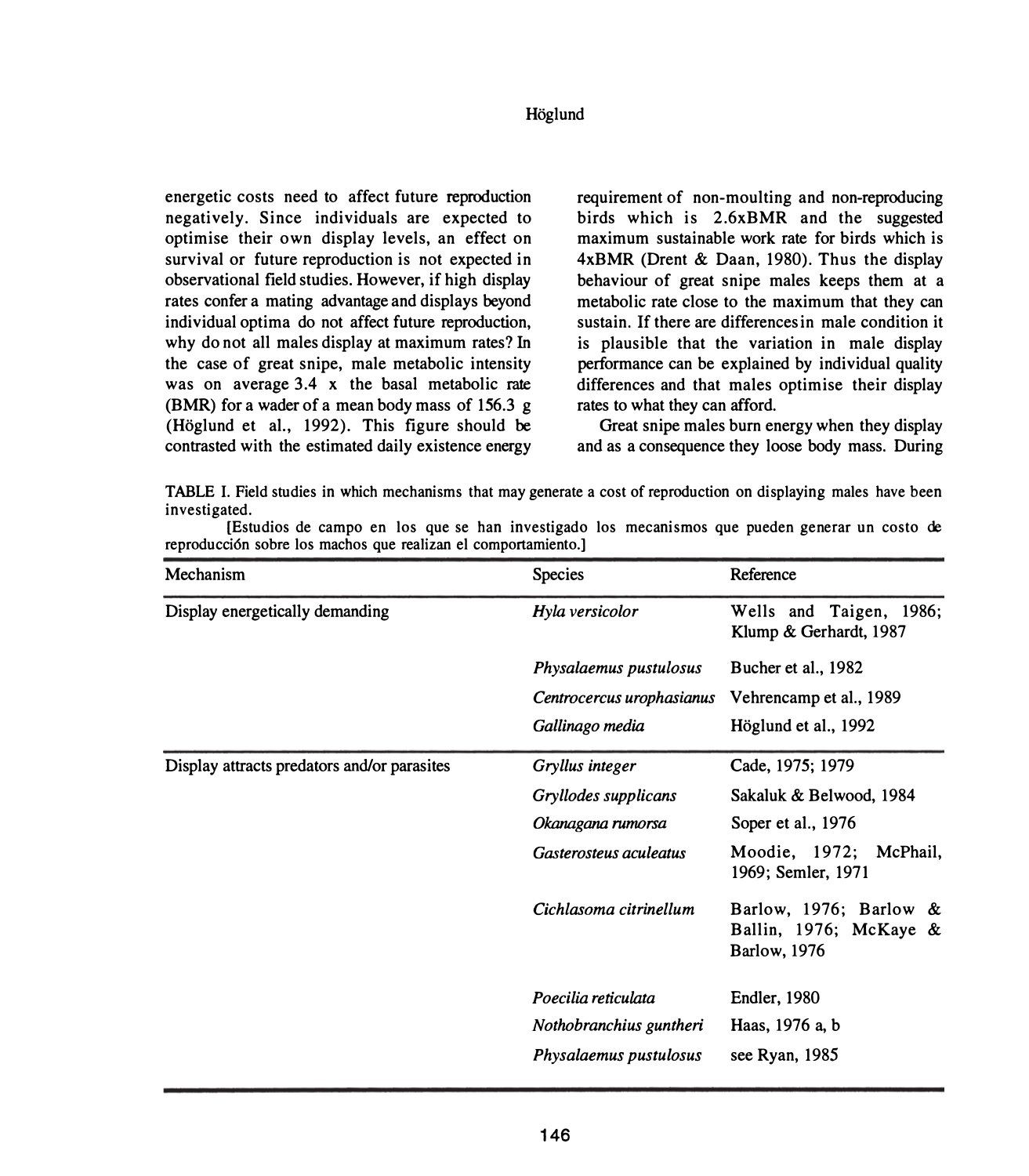energetic costs need to affect future reproduction negatively. Since individuals are expected to optimise their own display levels, an effect on survival or future reproduction is not expected in observational field studies. However, if high display rates confer a mating advantage and displays beyond individual optima do not affect future reproduction, why do not all males display at maximum rates? In the case of great snipe, male metabolic intensity was on average 3.4 x the basal metabolic rate (BMR) for a wader of a mean body mass of 156.3 g (Höglund et al., 1992). This figure should be contrasted with the estimated daily existence energy requirement of non-moulting and non-reproducing birds which is 2.6xBMR and the suggested maximum sustainable work rate for birds which is 4xBMR (Drent & Daan, 1980). Thus the display behaviour of great snipe males keeps them at a metabolic rate close to the maximum that they can sustain. If there are differences in male condition it is plausible that the variation in male display performance can be explained by individual quality differences and that males optimise their display rates to what they can afford.

Great snipe males burn energy when they display and as a consequence they loose body mass. During

TABLE I. Field studies in which mechanisms that may generate a cost of reproduction on displaying males have been investigated.

[Estudios de campo en los que se han investigado los mecanismos que pueden generar un costo de reproducción sobre los machos que realizan el comportamiento.]

| Mechanism | Species | Reference |
|---|---|---|
| Display energetically demanding | *Hyla versicolor* | Wells and Taigen, 1986; Klump & Gerhardt, 1987 |
| | *Physalaemus pustulosus* | Bucher et al., 1982 |
| | *Centrocercus urophasianus* | Vehrencamp et al., 1989 |
| | *Gallinago media* | Höglund et al., 1992 |
| Display attracts predators and/or parasites | *Gryllus integer* | Cade, 1975; 1979 |
| | *Gryllodes supplicans* | Sakaluk & Belwood, 1984 |
| | *Okanagana rumorsa* | Soper et al., 1976 |
| | *Gasterosteus aculeatus* | Moodie, 1972; McPhail, 1969; Semler, 1971 |
| | *Cichlasoma citrinellum* | Barlow, 1976; Barlow & Ballin, 1976; McKaye & Barlow, 1976 |
| | *Poecilia reticulata* | Endler, 1980 |
| | *Nothobranchius guntheri* | Haas, 1976 a, b |
| | *Physalaemus pustulosus* | see Ryan, 1985 |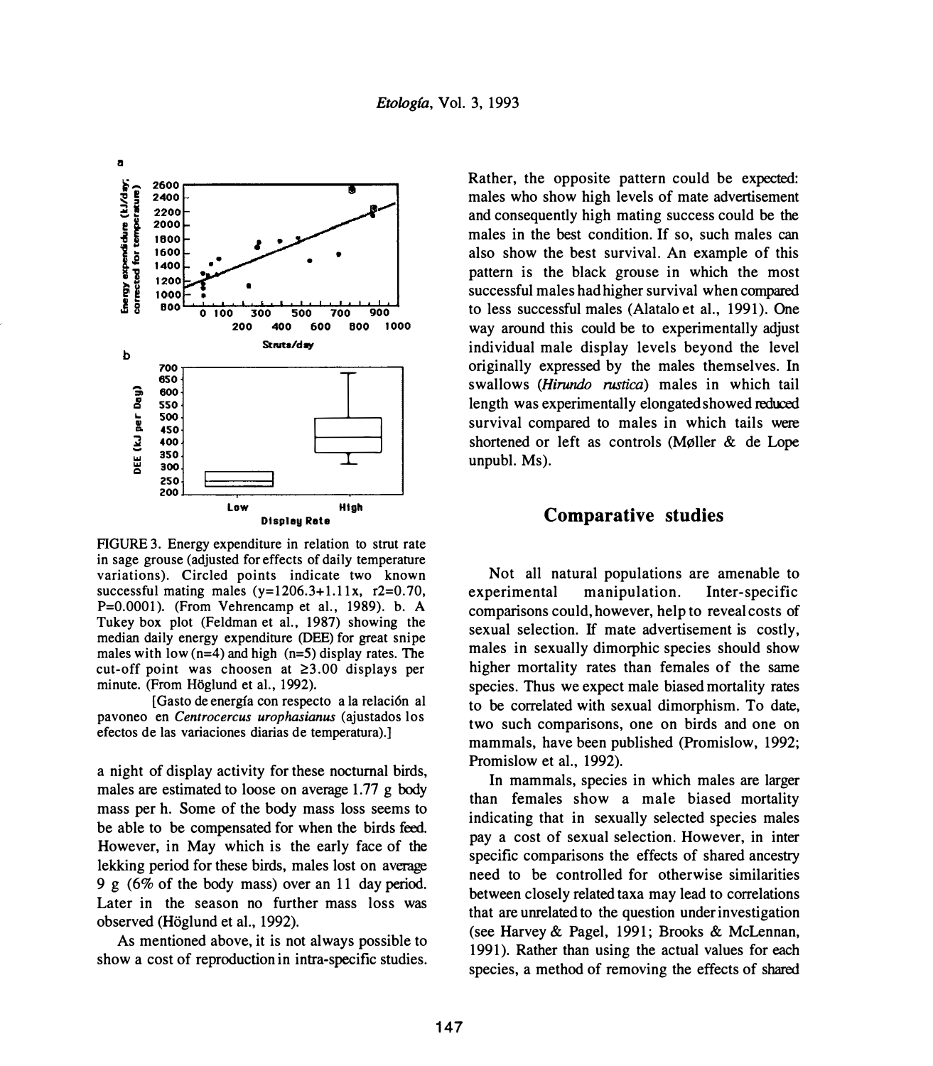FIGURE 3. Energy expenditure in relation to strut rate in sage grouse (adjusted for effects of daily temperature variations). Circled points indicate two known successful mating males ($y=1206.3+1.11x$, $r^2=0.70$, $P=0.0001$). (From Vehrencamp et al., 1989). b. A Tukey box plot (Feldman et al., 1987) showing the median daily energy expenditure (DEE) for great snipe males with low ($n=4$) and high ($n=5$) display rates. The cut-off point was choosen at $\geq 3.00$ displays per minute. (From Höglund et al., 1992).

[Gasto de energía con respecto a la relación al pavoneo en *Centrocercus urophasianus* (ajustados los efectos de las variaciones diarias de temperatura).]

a night of display activity for these nocturnal birds, males are estimated to loose on average 1.77 g body mass per h. Some of the body mass loss seems to be able to be compensated for when the birds feed. However, in May which is the early face of the lekking period for these birds, males lost on average 9 g (6% of the body mass) over an 11 day period. Later in the season no further mass loss was observed (Höglund et al., 1992).

As mentioned above, it is not always possible to show a cost of reproduction in intra-specific studies. Rather, the opposite pattern could be expected: males who show high levels of mate advertisement and consequently high mating success could be the males in the best condition. If so, such males can also show the best survival. An example of this pattern is the black grouse in which the most successful males had higher survival when compared to less successful males (Alatalo et al., 1991). One way around this could be to experimentally adjust individual male display levels beyond the level originally expressed by the males themselves. In swallows (*Hirundo rustica*) males in which tail length was experimentally elongated showed reduced survival compared to males in which tails were shortened or left as controls (Møller & de Lope unpubl. Ms).

## Comparative studies

Not all natural populations are amenable to experimental manipulation. Inter-specific comparisons could, however, help to reveal costs of sexual selection. If mate advertisement is costly, males in sexually dimorphic species should show higher mortality rates than females of the same species. Thus we expect male biased mortality rates to be correlated with sexual dimorphism. To date, two such comparisons, one on birds and one on mammals, have been published (Promislow, 1992; Promislow et al., 1992).

In mammals, species in which males are larger than females show a male biased mortality indicating that in sexually selected species males pay a cost of sexual selection. However, in inter specific comparisons the effects of shared ancestry need to be controlled for otherwise similarities between closely related taxa may lead to correlations that are unrelated to the question under investigation (see Harvey & Pagel, 1991; Brooks & McLennan, 1991). Rather than using the actual values for each species, a method of removing the effects of shared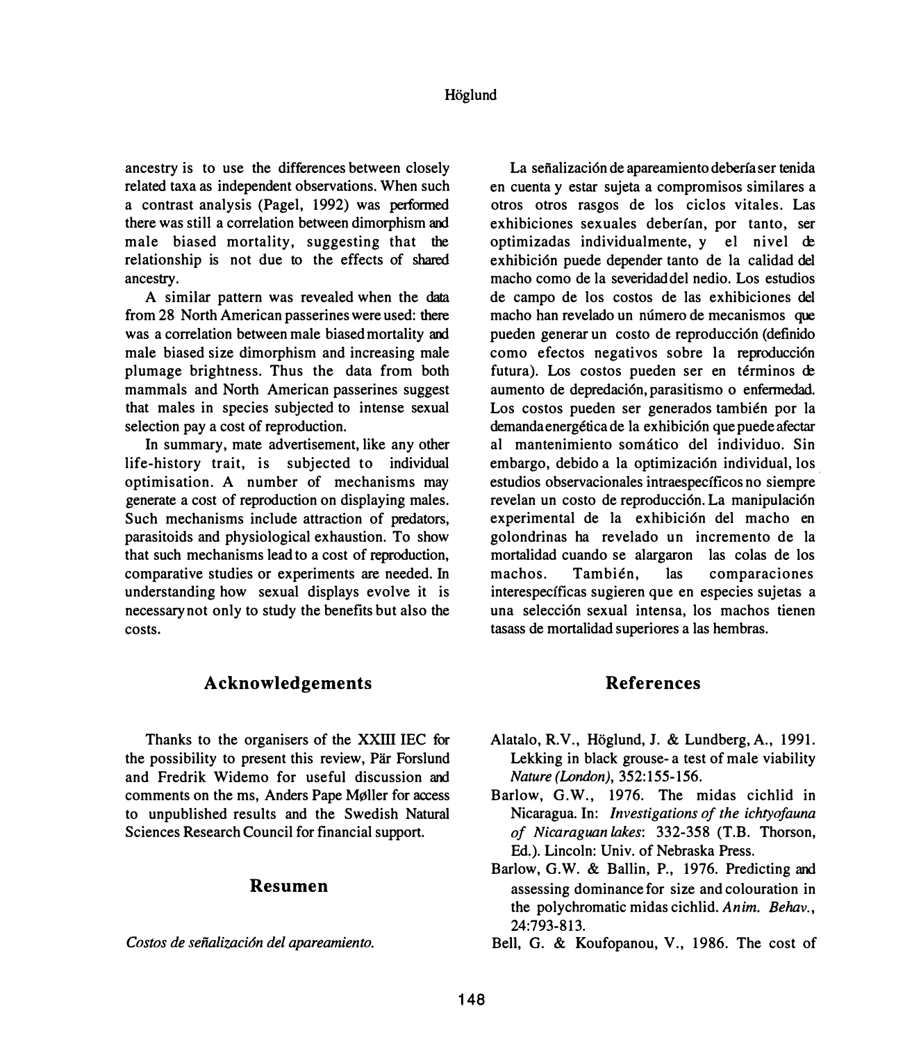ancestry is to use the differences between closely related taxa as independent observations. When such a contrast analysis (Pagel, 1992) was performed there was still a correlation between dimorphism and male biased mortality, suggesting that the relationship is not due to the effects of shared ancestry.

A similar pattern was revealed when the data from 28 North American passerines were used: there was a correlation between male biased mortality and male biased size dimorphism and increasing male plumage brightness. Thus the data from both mammals and North American passerines suggest that males in species subjected to intense sexual selection pay a cost of reproduction.

In summary, mate advertisement, like any other life-history trait, is subjected to individual optimisation. A number of mechanisms may generate a cost of reproduction on displaying males. Such mechanisms include attraction of predators, parasitoids and physiological exhaustion. To show that such mechanisms lead to a cost of reproduction, comparative studies or experiments are needed. In understanding how sexual displays evolve it is necessary not only to study the benefits but also the costs.

## Acknowledgements

Thanks to the organisers of the XXIII IEC for the possibility to present this review, Pär Forslund and Fredrik Widemo for useful discussion and comments on the ms, Anders Pape Møller for access to unpublished results and the Swedish Natural Sciences Research Council for financial support.

## Resumen

*Costos de señalización del apareamiento.*

La señalización de apareamiento debería ser tenida en cuenta y estar sujeta a compromisos similares a otros otros rasgos de los ciclos vitales. Las exhibiciones sexuales deberían, por tanto, ser optimizadas individualmente, y el nivel de exhibición puede depender tanto de la calidad del macho como de la severidad del nedio. Los estudios de campo de los costos de las exhibiciones del macho han revelado un número de mecanismos que pueden generar un costo de reproducción (definido como efectos negativos sobre la reproducción futura). Los costos pueden ser en términos de aumento de depredación, parasitismo o enfermedad. Los costos pueden ser generados también por la demanda energética de la exhibición que puede afectar al mantenimiento somático del individuo. Sin embargo, debido a la optimización individual, los estudios observacionales intraespecíficos no siempre revelan un costo de reproducción. La manipulación experimental de la exhibición del macho en golondrinas ha revelado un incremento de la mortalidad cuando se alargaron las colas de los machos. También, las comparaciones interespecíficas sugieren que en especies sujetas a una selección sexual intensa, los machos tienen tasass de mortalidad superiores a las hembras.

## References

Alatalo, R.V., Höglund, J. & Lundberg, A., 1991. Lekking in black grouse- a test of male viability *Nature (London)*, 352:155-156.

Barlow, G.W., 1976. The midas cichlid in Nicaragua. In: *Investigations of the ichtyofauna of Nicaraguan lakes*: 332-358 (T.B. Thorson, Ed.). Lincoln: Univ. of Nebraska Press.

Barlow, G.W. & Ballin, P., 1976. Predicting and assessing dominance for size and colouration in the polychromatic midas cichlid. *Anim. Behav.*, 24:793-813.

Bell, G. & Koufopanou, V., 1986. The cost of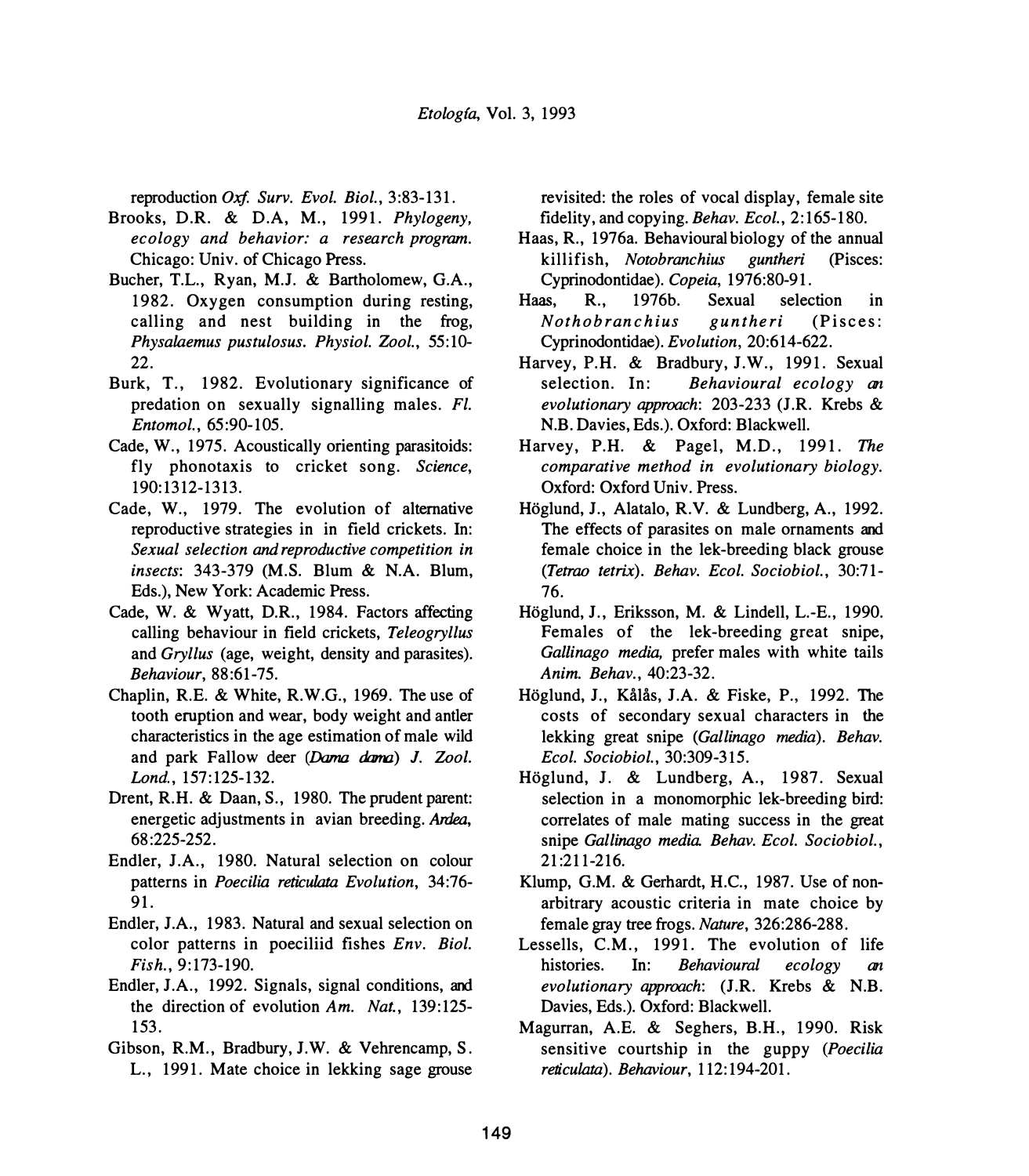reproduction *Oxf. Surv. Evol. Biol.*, 3:83-131.

Brooks, D.R. & D.A, M., 1991. *Phylogeny, ecology and behavior: a research program.* Chicago: Univ. of Chicago Press.

Bucher, T.L., Ryan, M.J. & Bartholomew, G.A., 1982. Oxygen consumption during resting, calling and nest building in the frog, *Physalaemus pustulosus*. *Physiol. Zool.*, 55:10-22.

Burk, T., 1982. Evolutionary significance of predation on sexually signalling males. *Fl. Entomol.*, 65:90-105.

Cade, W., 1975. Acoustically orienting parasitoids: fly phonotaxis to cricket song. *Science*, 190:1312-1313.

Cade, W., 1979. The evolution of alternative reproductive strategies in in field crickets. In: *Sexual selection and reproductive competition in insects*: 343-379 (M.S. Blum & N.A. Blum, Eds.), New York: Academic Press.

Cade, W. & Wyatt, D.R., 1984. Factors affecting calling behaviour in field crickets, *Teleogryllus* and *Gryllus* (age, weight, density and parasites). *Behaviour*, 88:61-75.

Chaplin, R.E. & White, R.W.G., 1969. The use of tooth eruption and wear, body weight and antler characteristics in the age estimation of male wild and park Fallow deer (*Dama dama*) *J. Zool. Lond.*, 157:125-132.

Drent, R.H. & Daan, S., 1980. The prudent parent: energetic adjustments in avian breeding. *Ardea*, 68:225-252.

Endler, J.A., 1980. Natural selection on colour patterns in *Poecilia reticulata Evolution*, 34:76-91.

Endler, J.A., 1983. Natural and sexual selection on color patterns in poeciliid fishes *Env. Biol. Fish.*, 9:173-190.

Endler, J.A., 1992. Signals, signal conditions, and the direction of evolution *Am. Nat.*, 139:125-153.

Gibson, R.M., Bradbury, J.W. & Vehrencamp, S. L., 1991. Mate choice in lekking sage grouse revisited: the roles of vocal display, female site fidelity, and copying. *Behav. Ecol.*, 2:165-180.

Haas, R., 1976a. Behavioural biology of the annual killifish, *Notobranchius guntheri* (Pisces: Cyprinodontidae). *Copeia*, 1976:80-91.

Haas, R., 1976b. Sexual selection in *Nothobranchius guntheri* (Pisces: Cyprinodontidae). *Evolution*, 20:614-622.

Harvey, P.H. & Bradbury, J.W., 1991. Sexual selection. In: *Behavioural ecology an evolutionary approach*: 203-233 (J.R. Krebs & N.B. Davies, Eds.). Oxford: Blackwell.

Harvey, P.H. & Pagel, M.D., 1991. *The comparative method in evolutionary biology.* Oxford: Oxford Univ. Press.

Höglund, J., Alatalo, R.V. & Lundberg, A., 1992. The effects of parasites on male ornaments and female choice in the lek-breeding black grouse (*Tetrao tetrix*). *Behav. Ecol. Sociobiol.*, 30:71-76.

Höglund, J., Eriksson, M. & Lindell, L.-E., 1990. Females of the lek-breeding great snipe, *Gallinago media*, prefer males with white tails *Anim. Behav.*, 40:23-32.

Höglund, J., Kålås, J.A. & Fiske, P., 1992. The costs of secondary sexual characters in the lekking great snipe (*Gallinago media*). *Behav. Ecol. Sociobiol.*, 30:309-315.

Höglund, J. & Lundberg, A., 1987. Sexual selection in a monomorphic lek-breeding bird: correlates of male mating success in the great snipe *Gallinago media*. *Behav. Ecol. Sociobiol.*, 21:211-216.

Klump, G.M. & Gerhardt, H.C., 1987. Use of non-arbitrary acoustic criteria in mate choice by female gray tree frogs. *Nature*, 326:286-288.

Lessells, C.M., 1991. The evolution of life histories. In: *Behavioural ecology an evolutionary approach*: (J.R. Krebs & N.B. Davies, Eds.). Oxford: Blackwell.

Magurran, A.E. & Seghers, B.H., 1990. Risk sensitive courtship in the guppy (*Poecilia reticulata*). *Behaviour*, 112:194-201.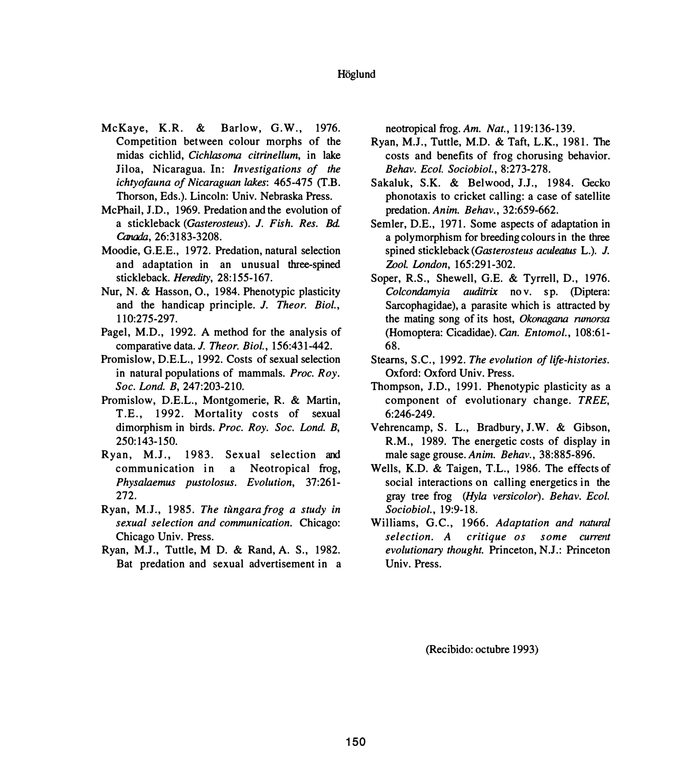McKaye, K.R. & Barlow, G.W., 1976. Competition between colour morphs of the midas cichlid, *Cichlasoma citrinellum*, in lake Jiloa, Nicaragua. In: *Investigations of the ichtyofauna of Nicaraguan lakes*: 465-475 (T.B. Thorson, Eds.). Lincoln: Univ. Nebraska Press.

McPhail, J.D., 1969. Predation and the evolution of a stickleback (*Gasterosteus*). *J. Fish. Res. Bd. Canada*, 26:3183-3208.

Moodie, G.E.E., 1972. Predation, natural selection and adaptation in an unusual three-spined stickleback. *Heredity*, 28:155-167.

Nur, N. & Hasson, O., 1984. Phenotypic plasticity and the handicap principle. *J. Theor. Biol.*, 110:275-297.

Pagel, M.D., 1992. A method for the analysis of comparative data. *J. Theor. Biol.*, 156:431-442.

Promislow, D.E.L., 1992. Costs of sexual selection in natural populations of mammals. *Proc. Roy. Soc. Lond. B*, 247:203-210.

Promislow, D.E.L., Montgomerie, R. & Martin, T.E., 1992. Mortality costs of sexual dimorphism in birds. *Proc. Roy. Soc. Lond. B*, 250:143-150.

Ryan, M.J., 1983. Sexual selection and communication in a Neotropical frog, *Physalaemus pustolosus*. *Evolution*, 37:261-272.

Ryan, M.J., 1985. *The tùngara frog a study in sexual selection and communication.* Chicago: Chicago Univ. Press.

Ryan, M.J., Tuttle, M D. & Rand, A. S., 1982. Bat predation and sexual advertisement in a neotropical frog. *Am. Nat.*, 119:136-139.

Ryan, M.J., Tuttle, M.D. & Taft, L.K., 1981. The costs and benefits of frog chorusing behavior. *Behav. Ecol. Sociobiol.*, 8:273-278.

Sakaluk, S.K. & Belwood, J.J., 1984. Gecko phonotaxis to cricket calling: a case of satellite predation. *Anim. Behav.*, 32:659-662.

Semler, D.E., 1971. Some aspects of adaptation in a polymorphism for breeding colours in the three spined stickleback (*Gasterosteus aculeatus* L.). *J. Zool. London*, 165:291-302.

Soper, R.S., Shewell, G.E. & Tyrrell, D., 1976. *Colcondamyia auditrix* nov. sp. (Diptera: Sarcophagidae), a parasite which is attracted by the mating song of its host, *Okonagana rumorsa* (Homoptera: Cicadidae). *Can. Entomol.*, 108:61-68.

Stearns, S.C., 1992. *The evolution of life-histories.* Oxford: Oxford Univ. Press.

Thompson, J.D., 1991. Phenotypic plasticity as a component of evolutionary change. *TREE*, 6:246-249.

Vehrencamp, S. L., Bradbury, J.W. & Gibson, R.M., 1989. The energetic costs of display in male sage grouse. *Anim. Behav.*, 38:885-896.

Wells, K.D. & Taigen, T.L., 1986. The effects of social interactions on calling energetics in the gray tree frog (*Hyla versicolor*). *Behav. Ecol. Sociobiol.*, 19:9-18.

Williams, G.C., 1966. *Adaptation and natural selection. A critique os some current evolutionary thought.* Princeton, N.J.: Princeton Univ. Press.

(Recibido: octubre 1993)